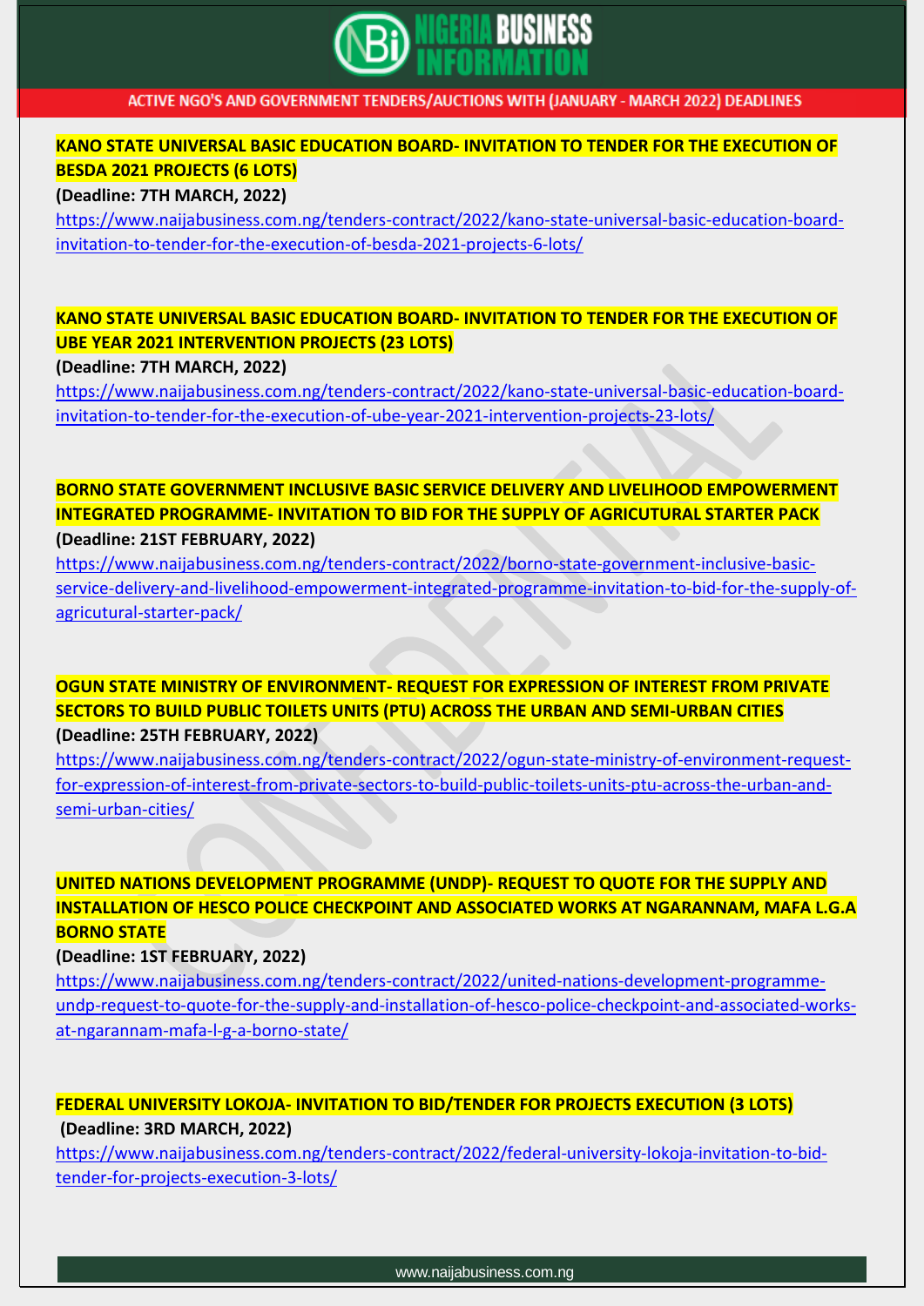# NIGERIA BUSINESS INFORMATION

ACTIVE NGO'S AND GOVERNMENT TENDERS/AUCTIONS WITH (JANUARY - MARCH 2022) DEADLINES

**KANO STATE UNIVERSAL BASIC EDUCATION BOARD- INVITATION TO TENDER FOR THE EXECUTION OF BESDA 2021 PROJECTS (6 LOTS)**

**(Deadline: 7TH MARCH, 2022)**

https://www.naijabusiness.com.ng/tenders-contract/2022/kano-state-universal-basic-education-board-invitation-to-tender-for-the-execution-of-besda-2021-projects-6-lots/

**KANO STATE UNIVERSAL BASIC EDUCATION BOARD- INVITATION TO TENDER FOR THE EXECUTION OF UBE YEAR 2021 INTERVENTION PROJECTS (23 LOTS)**

**(Deadline: 7TH MARCH, 2022)**

https://www.naijabusiness.com.ng/tenders-contract/2022/kano-state-universal-basic-education-board-invitation-to-tender-for-the-execution-of-ube-year-2021-intervention-projects-23-lots/

**BORNO STATE GOVERNMENT INCLUSIVE BASIC SERVICE DELIVERY AND LIVELIHOOD EMPOWERMENT INTEGRATED PROGRAMME- INVITATION TO BID FOR THE SUPPLY OF AGRICUTURAL STARTER PACK**

**(Deadline: 21ST FEBRUARY, 2022)**

https://www.naijabusiness.com.ng/tenders-contract/2022/borno-state-government-inclusive-basic-service-delivery-and-livelihood-empowerment-integrated-programme-invitation-to-bid-for-the-supply-of-agricutural-starter-pack/

**OGUN STATE MINISTRY OF ENVIRONMENT- REQUEST FOR EXPRESSION OF INTEREST FROM PRIVATE SECTORS TO BUILD PUBLIC TOILETS UNITS (PTU) ACROSS THE URBAN AND SEMI-URBAN CITIES**

**(Deadline: 25TH FEBRUARY, 2022)**

https://www.naijabusiness.com.ng/tenders-contract/2022/ogun-state-ministry-of-environment-request-for-expression-of-interest-from-private-sectors-to-build-public-toilets-units-ptu-across-the-urban-and-semi-urban-cities/

**UNITED NATIONS DEVELOPMENT PROGRAMME (UNDP)- REQUEST TO QUOTE FOR THE SUPPLY AND INSTALLATION OF HESCO POLICE CHECKPOINT AND ASSOCIATED WORKS AT NGARANNAM, MAFA L.G.A BORNO STATE**

**(Deadline: 1ST FEBRUARY, 2022)**

https://www.naijabusiness.com.ng/tenders-contract/2022/united-nations-development-programme-undp-request-to-quote-for-the-supply-and-installation-of-hesco-police-checkpoint-and-associated-works-at-ngarannam-mafa-l-g-a-borno-state/

**FEDERAL UNIVERSITY LOKOJA- INVITATION TO BID/TENDER FOR PROJECTS EXECUTION (3 LOTS)**

**(Deadline: 3RD MARCH, 2022)**

https://www.naijabusiness.com.ng/tenders-contract/2022/federal-university-lokoja-invitation-to-bid-tender-for-projects-execution-3-lots/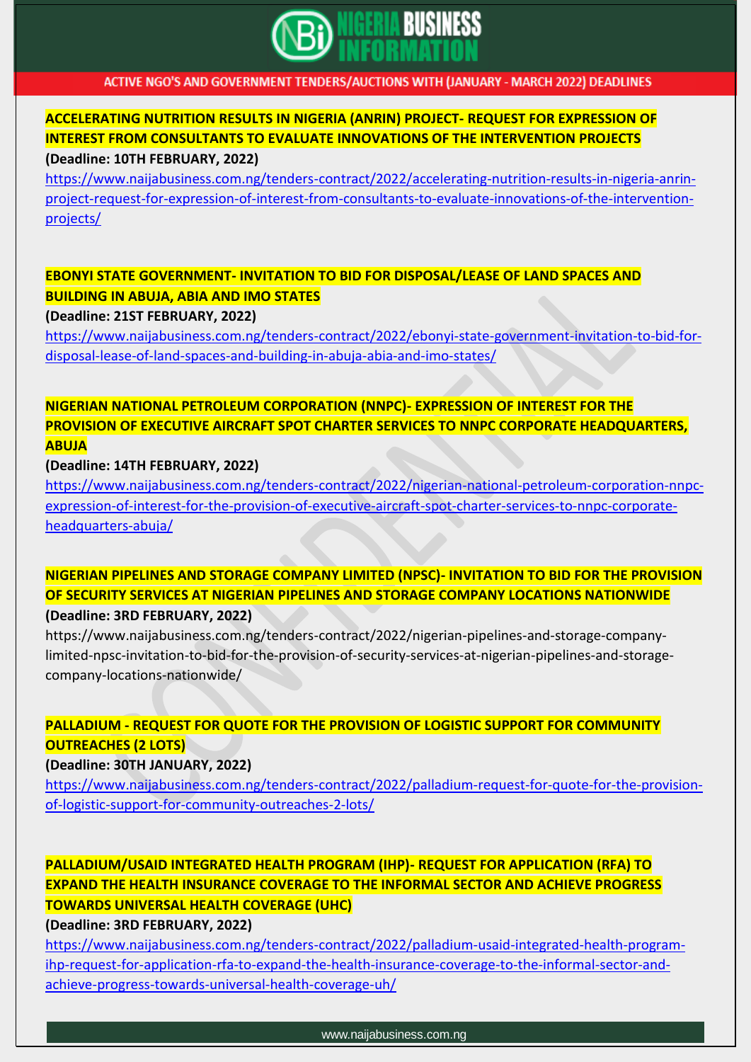ACTIVE NGO'S AND GOVERNMENT TENDERS/AUCTIONS WITH (JANUARY - MARCH 2022) DEADLINES

**ACCELERATING NUTRITION RESULTS IN NIGERIA (ANRIN) PROJECT- REQUEST FOR EXPRESSION OF INTEREST FROM CONSULTANTS TO EVALUATE INNOVATIONS OF THE INTERVENTION PROJECTS**

**(Deadline: 10TH FEBRUARY, 2022)**

https://www.naijabusiness.com.ng/tenders-contract/2022/accelerating-nutrition-results-in-nigeria-anrin-project-request-for-expression-of-interest-from-consultants-to-evaluate-innovations-of-the-intervention-projects/

**EBONYI STATE GOVERNMENT- INVITATION TO BID FOR DISPOSAL/LEASE OF LAND SPACES AND BUILDING IN ABUJA, ABIA AND IMO STATES**

**(Deadline: 21ST FEBRUARY, 2022)**

https://www.naijabusiness.com.ng/tenders-contract/2022/ebonyi-state-government-invitation-to-bid-for-disposal-lease-of-land-spaces-and-building-in-abuja-abia-and-imo-states/

**NIGERIAN NATIONAL PETROLEUM CORPORATION (NNPC)- EXPRESSION OF INTEREST FOR THE PROVISION OF EXECUTIVE AIRCRAFT SPOT CHARTER SERVICES TO NNPC CORPORATE HEADQUARTERS, ABUJA**

**(Deadline: 14TH FEBRUARY, 2022)**

https://www.naijabusiness.com.ng/tenders-contract/2022/nigerian-national-petroleum-corporation-nnpc-expression-of-interest-for-the-provision-of-executive-aircraft-spot-charter-services-to-nnpc-corporate-headquarters-abuja/

**NIGERIAN PIPELINES AND STORAGE COMPANY LIMITED (NPSC)- INVITATION TO BID FOR THE PROVISION OF SECURITY SERVICES AT NIGERIAN PIPELINES AND STORAGE COMPANY LOCATIONS NATIONWIDE**

**(Deadline: 3RD FEBRUARY, 2022)**

https://www.naijabusiness.com.ng/tenders-contract/2022/nigerian-pipelines-and-storage-company-limited-npsc-invitation-to-bid-for-the-provision-of-security-services-at-nigerian-pipelines-and-storage-company-locations-nationwide/

**PALLADIUM - REQUEST FOR QUOTE FOR THE PROVISION OF LOGISTIC SUPPORT FOR COMMUNITY OUTREACHES (2 LOTS)**

**(Deadline: 30TH JANUARY, 2022)**

https://www.naijabusiness.com.ng/tenders-contract/2022/palladium-request-for-quote-for-the-provision-of-logistic-support-for-community-outreaches-2-lots/

**PALLADIUM/USAID INTEGRATED HEALTH PROGRAM (IHP)- REQUEST FOR APPLICATION (RFA) TO EXPAND THE HEALTH INSURANCE COVERAGE TO THE INFORMAL SECTOR AND ACHIEVE PROGRESS TOWARDS UNIVERSAL HEALTH COVERAGE (UHC)**

**(Deadline: 3RD FEBRUARY, 2022)**

https://www.naijabusiness.com.ng/tenders-contract/2022/palladium-usaid-integrated-health-program-ihp-request-for-application-rfa-to-expand-the-health-insurance-coverage-to-the-informal-sector-and-achieve-progress-towards-universal-health-coverage-uh/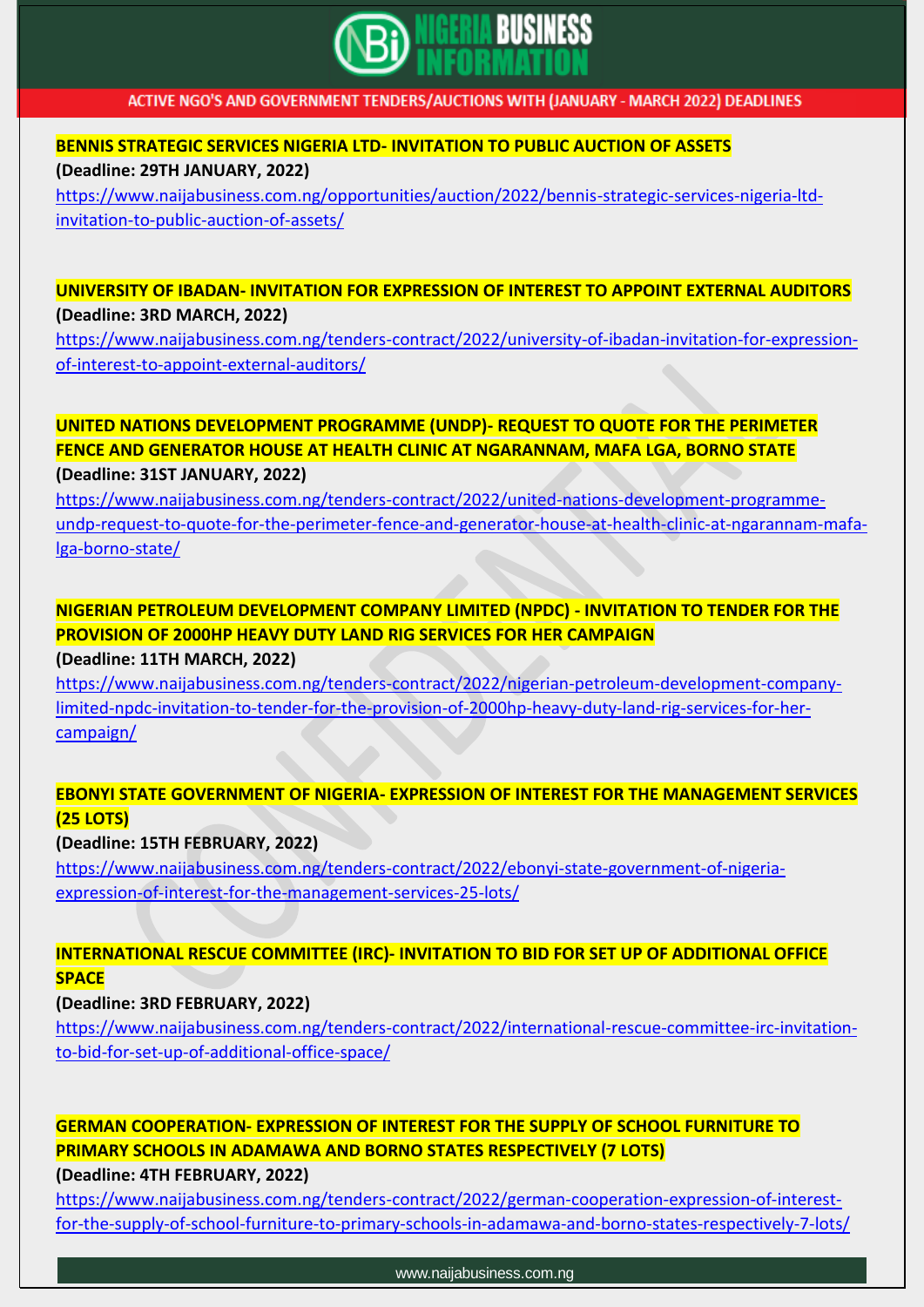**BENNIS STRATEGIC SERVICES NIGERIA LTD- INVITATION TO PUBLIC AUCTION OF ASSETS**

**(Deadline: 29TH JANUARY, 2022)**

https://www.naijabusiness.com.ng/opportunities/auction/2022/bennis-strategic-services-nigeria-ltd-invitation-to-public-auction-of-assets/

**UNIVERSITY OF IBADAN- INVITATION FOR EXPRESSION OF INTEREST TO APPOINT EXTERNAL AUDITORS**

**(Deadline: 3RD MARCH, 2022)**

https://www.naijabusiness.com.ng/tenders-contract/2022/university-of-ibadan-invitation-for-expression-of-interest-to-appoint-external-auditors/

**UNITED NATIONS DEVELOPMENT PROGRAMME (UNDP)- REQUEST TO QUOTE FOR THE PERIMETER FENCE AND GENERATOR HOUSE AT HEALTH CLINIC AT NGARANNAM, MAFA LGA, BORNO STATE**

**(Deadline: 31ST JANUARY, 2022)**

https://www.naijabusiness.com.ng/tenders-contract/2022/united-nations-development-programme-undp-request-to-quote-for-the-perimeter-fence-and-generator-house-at-health-clinic-at-ngarannam-mafa-lga-borno-state/

**NIGERIAN PETROLEUM DEVELOPMENT COMPANY LIMITED (NPDC) - INVITATION TO TENDER FOR THE PROVISION OF 2000HP HEAVY DUTY LAND RIG SERVICES FOR HER CAMPAIGN**

**(Deadline: 11TH MARCH, 2022)**

https://www.naijabusiness.com.ng/tenders-contract/2022/nigerian-petroleum-development-company-limited-npdc-invitation-to-tender-for-the-provision-of-2000hp-heavy-duty-land-rig-services-for-her-campaign/

**EBONYI STATE GOVERNMENT OF NIGERIA- EXPRESSION OF INTEREST FOR THE MANAGEMENT SERVICES (25 LOTS)**

**(Deadline: 15TH FEBRUARY, 2022)**

https://www.naijabusiness.com.ng/tenders-contract/2022/ebonyi-state-government-of-nigeria-expression-of-interest-for-the-management-services-25-lots/

**INTERNATIONAL RESCUE COMMITTEE (IRC)- INVITATION TO BID FOR SET UP OF ADDITIONAL OFFICE SPACE**

**(Deadline: 3RD FEBRUARY, 2022)**

https://www.naijabusiness.com.ng/tenders-contract/2022/international-rescue-committee-irc-invitation-to-bid-for-set-up-of-additional-office-space/

**GERMAN COOPERATION- EXPRESSION OF INTEREST FOR THE SUPPLY OF SCHOOL FURNITURE TO PRIMARY SCHOOLS IN ADAMAWA AND BORNO STATES RESPECTIVELY (7 LOTS)**

**(Deadline: 4TH FEBRUARY, 2022)**

https://www.naijabusiness.com.ng/tenders-contract/2022/german-cooperation-expression-of-interest-for-the-supply-of-school-furniture-to-primary-schools-in-adamawa-and-borno-states-respectively-7-lots/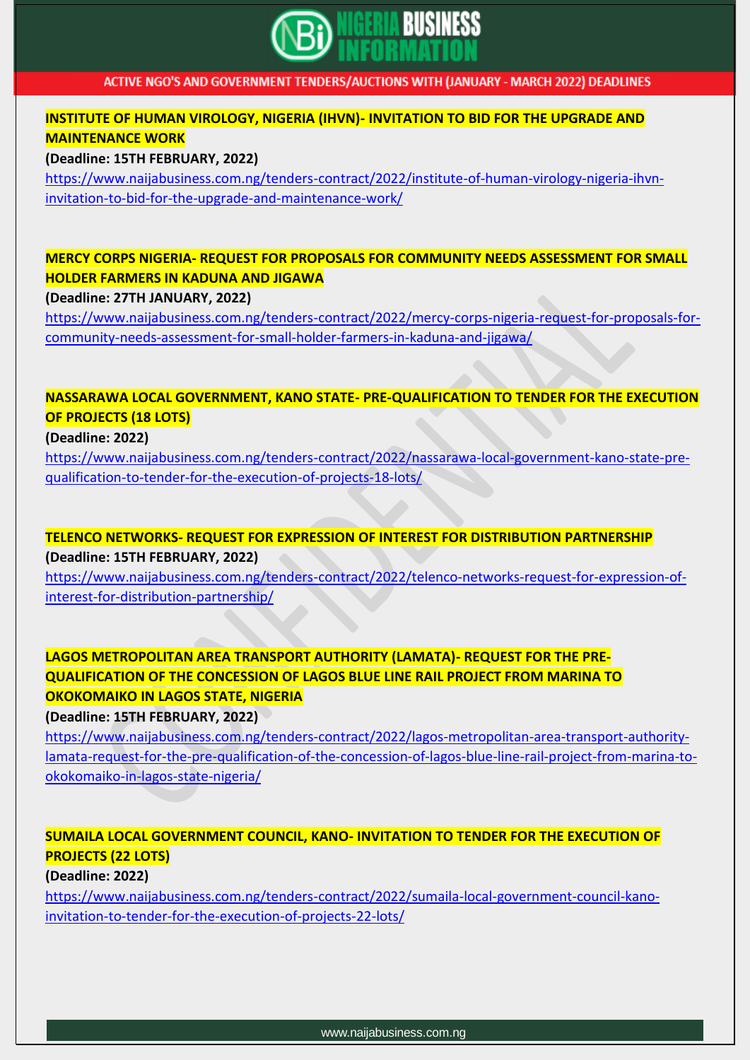**INSTITUTE OF HUMAN VIROLOGY, NIGERIA (IHVN)- INVITATION TO BID FOR THE UPGRADE AND MAINTENANCE WORK**

**(Deadline: 15TH FEBRUARY, 2022)**

https://www.naijabusiness.com.ng/tenders-contract/2022/institute-of-human-virology-nigeria-ihvn-invitation-to-bid-for-the-upgrade-and-maintenance-work/

**MERCY CORPS NIGERIA- REQUEST FOR PROPOSALS FOR COMMUNITY NEEDS ASSESSMENT FOR SMALL HOLDER FARMERS IN KADUNA AND JIGAWA**

**(Deadline: 27TH JANUARY, 2022)**

https://www.naijabusiness.com.ng/tenders-contract/2022/mercy-corps-nigeria-request-for-proposals-for-community-needs-assessment-for-small-holder-farmers-in-kaduna-and-jigawa/

**NASSARAWA LOCAL GOVERNMENT, KANO STATE- PRE-QUALIFICATION TO TENDER FOR THE EXECUTION OF PROJECTS (18 LOTS)**

**(Deadline: 2022)**

https://www.naijabusiness.com.ng/tenders-contract/2022/nassarawa-local-government-kano-state-pre-qualification-to-tender-for-the-execution-of-projects-18-lots/

**TELENCO NETWORKS- REQUEST FOR EXPRESSION OF INTEREST FOR DISTRIBUTION PARTNERSHIP**

**(Deadline: 15TH FEBRUARY, 2022)**

https://www.naijabusiness.com.ng/tenders-contract/2022/telenco-networks-request-for-expression-of-interest-for-distribution-partnership/

**LAGOS METROPOLITAN AREA TRANSPORT AUTHORITY (LAMATA)- REQUEST FOR THE PRE-QUALIFICATION OF THE CONCESSION OF LAGOS BLUE LINE RAIL PROJECT FROM MARINA TO OKOKOMAIKO IN LAGOS STATE, NIGERIA**

**(Deadline: 15TH FEBRUARY, 2022)**

https://www.naijabusiness.com.ng/tenders-contract/2022/lagos-metropolitan-area-transport-authority-lamata-request-for-the-pre-qualification-of-the-concession-of-lagos-blue-line-rail-project-from-marina-to-okokomaiko-in-lagos-state-nigeria/

**SUMAILA LOCAL GOVERNMENT COUNCIL, KANO- INVITATION TO TENDER FOR THE EXECUTION OF PROJECTS (22 LOTS)**

**(Deadline: 2022)**

https://www.naijabusiness.com.ng/tenders-contract/2022/sumaila-local-government-council-kano-invitation-to-tender-for-the-execution-of-projects-22-lots/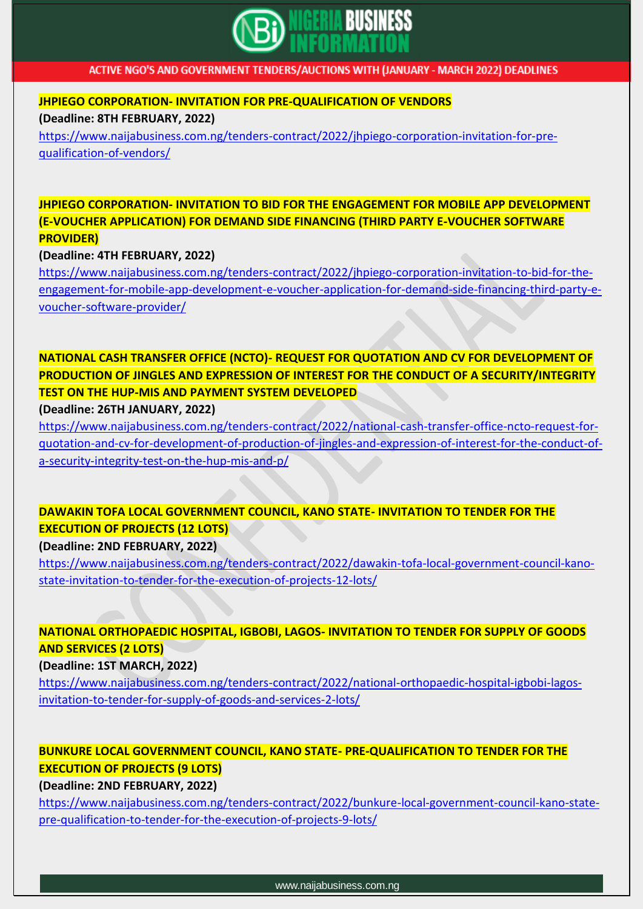**JHPIEGO CORPORATION- INVITATION FOR PRE-QUALIFICATION OF VENDORS**

**(Deadline: 8TH FEBRUARY, 2022)**

https://www.naijabusiness.com.ng/tenders-contract/2022/jhpiego-corporation-invitation-for-pre-qualification-of-vendors/

**JHPIEGO CORPORATION- INVITATION TO BID FOR THE ENGAGEMENT FOR MOBILE APP DEVELOPMENT (E-VOUCHER APPLICATION) FOR DEMAND SIDE FINANCING (THIRD PARTY E-VOUCHER SOFTWARE PROVIDER)**

**(Deadline: 4TH FEBRUARY, 2022)**

https://www.naijabusiness.com.ng/tenders-contract/2022/jhpiego-corporation-invitation-to-bid-for-the-engagement-for-mobile-app-development-e-voucher-application-for-demand-side-financing-third-party-e-voucher-software-provider/

**NATIONAL CASH TRANSFER OFFICE (NCTO)- REQUEST FOR QUOTATION AND CV FOR DEVELOPMENT OF PRODUCTION OF JINGLES AND EXPRESSION OF INTEREST FOR THE CONDUCT OF A SECURITY/INTEGRITY TEST ON THE HUP-MIS AND PAYMENT SYSTEM DEVELOPED**

**(Deadline: 26TH JANUARY, 2022)**

https://www.naijabusiness.com.ng/tenders-contract/2022/national-cash-transfer-office-ncto-request-for-quotation-and-cv-for-development-of-production-of-jingles-and-expression-of-interest-for-the-conduct-of-a-security-integrity-test-on-the-hup-mis-and-p/

**DAWAKIN TOFA LOCAL GOVERNMENT COUNCIL, KANO STATE- INVITATION TO TENDER FOR THE EXECUTION OF PROJECTS (12 LOTS)**

**(Deadline: 2ND FEBRUARY, 2022)**

https://www.naijabusiness.com.ng/tenders-contract/2022/dawakin-tofa-local-government-council-kano-state-invitation-to-tender-for-the-execution-of-projects-12-lots/

**NATIONAL ORTHOPAEDIC HOSPITAL, IGBOBI, LAGOS- INVITATION TO TENDER FOR SUPPLY OF GOODS AND SERVICES (2 LOTS)**

**(Deadline: 1ST MARCH, 2022)**

https://www.naijabusiness.com.ng/tenders-contract/2022/national-orthopaedic-hospital-igbobi-lagos-invitation-to-tender-for-supply-of-goods-and-services-2-lots/

**BUNKURE LOCAL GOVERNMENT COUNCIL, KANO STATE- PRE-QUALIFICATION TO TENDER FOR THE EXECUTION OF PROJECTS (9 LOTS)**

**(Deadline: 2ND FEBRUARY, 2022)**

https://www.naijabusiness.com.ng/tenders-contract/2022/bunkure-local-government-council-kano-state-pre-qualification-to-tender-for-the-execution-of-projects-9-lots/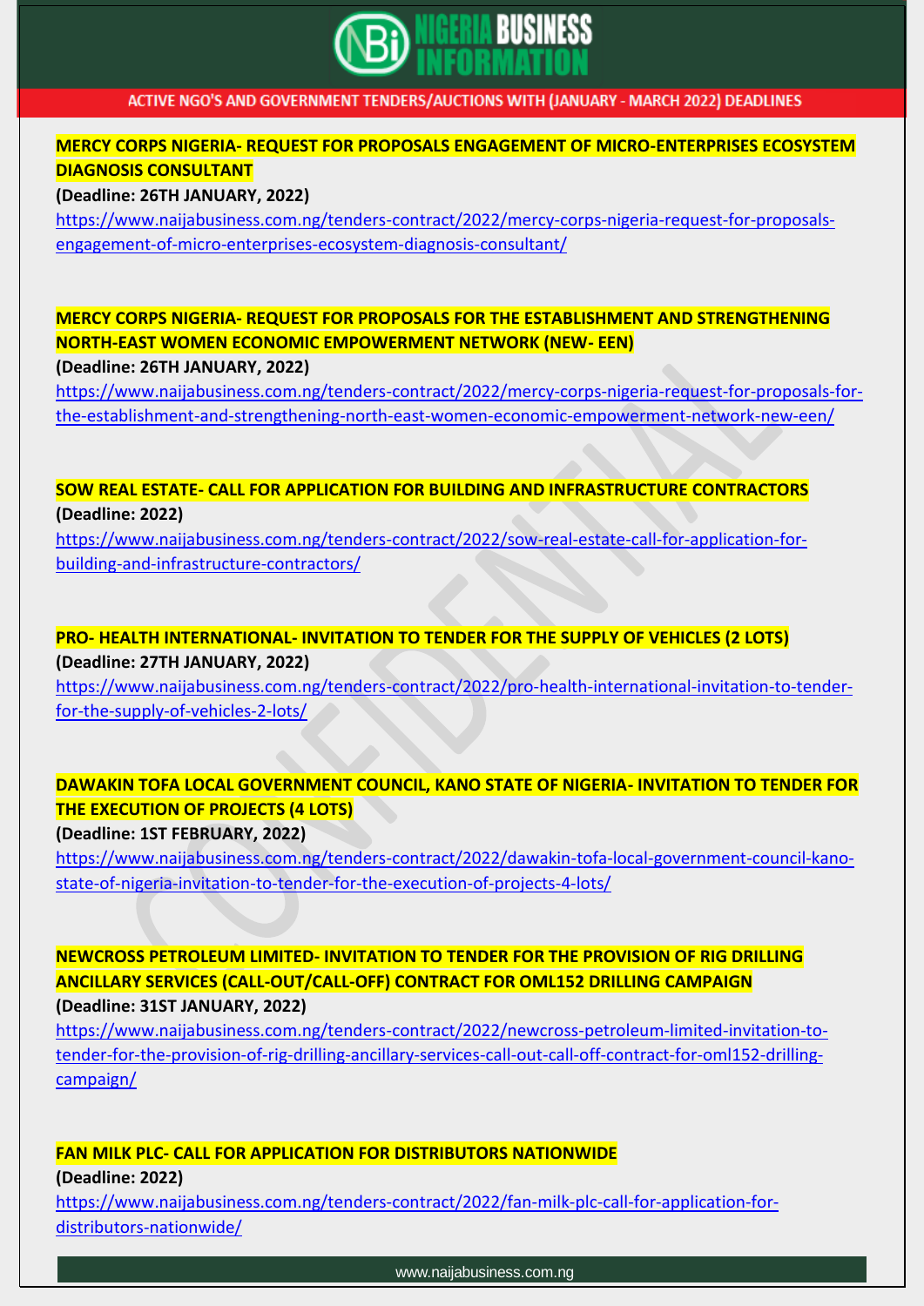**MERCY CORPS NIGERIA- REQUEST FOR PROPOSALS ENGAGEMENT OF MICRO-ENTERPRISES ECOSYSTEM DIAGNOSIS CONSULTANT**

**(Deadline: 26TH JANUARY, 2022)**

https://www.naijabusiness.com.ng/tenders-contract/2022/mercy-corps-nigeria-request-for-proposals-engagement-of-micro-enterprises-ecosystem-diagnosis-consultant/

**MERCY CORPS NIGERIA- REQUEST FOR PROPOSALS FOR THE ESTABLISHMENT AND STRENGTHENING NORTH-EAST WOMEN ECONOMIC EMPOWERMENT NETWORK (NEW- EEN)**

**(Deadline: 26TH JANUARY, 2022)**

https://www.naijabusiness.com.ng/tenders-contract/2022/mercy-corps-nigeria-request-for-proposals-for-the-establishment-and-strengthening-north-east-women-economic-empowerment-network-new-een/

**SOW REAL ESTATE- CALL FOR APPLICATION FOR BUILDING AND INFRASTRUCTURE CONTRACTORS**

**(Deadline: 2022)**

https://www.naijabusiness.com.ng/tenders-contract/2022/sow-real-estate-call-for-application-for-building-and-infrastructure-contractors/

**PRO- HEALTH INTERNATIONAL- INVITATION TO TENDER FOR THE SUPPLY OF VEHICLES (2 LOTS)**

**(Deadline: 27TH JANUARY, 2022)**

https://www.naijabusiness.com.ng/tenders-contract/2022/pro-health-international-invitation-to-tender-for-the-supply-of-vehicles-2-lots/

**DAWAKIN TOFA LOCAL GOVERNMENT COUNCIL, KANO STATE OF NIGERIA- INVITATION TO TENDER FOR THE EXECUTION OF PROJECTS (4 LOTS)**

**(Deadline: 1ST FEBRUARY, 2022)**

https://www.naijabusiness.com.ng/tenders-contract/2022/dawakin-tofa-local-government-council-kano-state-of-nigeria-invitation-to-tender-for-the-execution-of-projects-4-lots/

**NEWCROSS PETROLEUM LIMITED- INVITATION TO TENDER FOR THE PROVISION OF RIG DRILLING ANCILLARY SERVICES (CALL-OUT/CALL-OFF) CONTRACT FOR OML152 DRILLING CAMPAIGN**

**(Deadline: 31ST JANUARY, 2022)**

https://www.naijabusiness.com.ng/tenders-contract/2022/newcross-petroleum-limited-invitation-to-tender-for-the-provision-of-rig-drilling-ancillary-services-call-out-call-off-contract-for-oml152-drilling-campaign/

**FAN MILK PLC- CALL FOR APPLICATION FOR DISTRIBUTORS NATIONWIDE**

**(Deadline: 2022)**

https://www.naijabusiness.com.ng/tenders-contract/2022/fan-milk-plc-call-for-application-for-distributors-nationwide/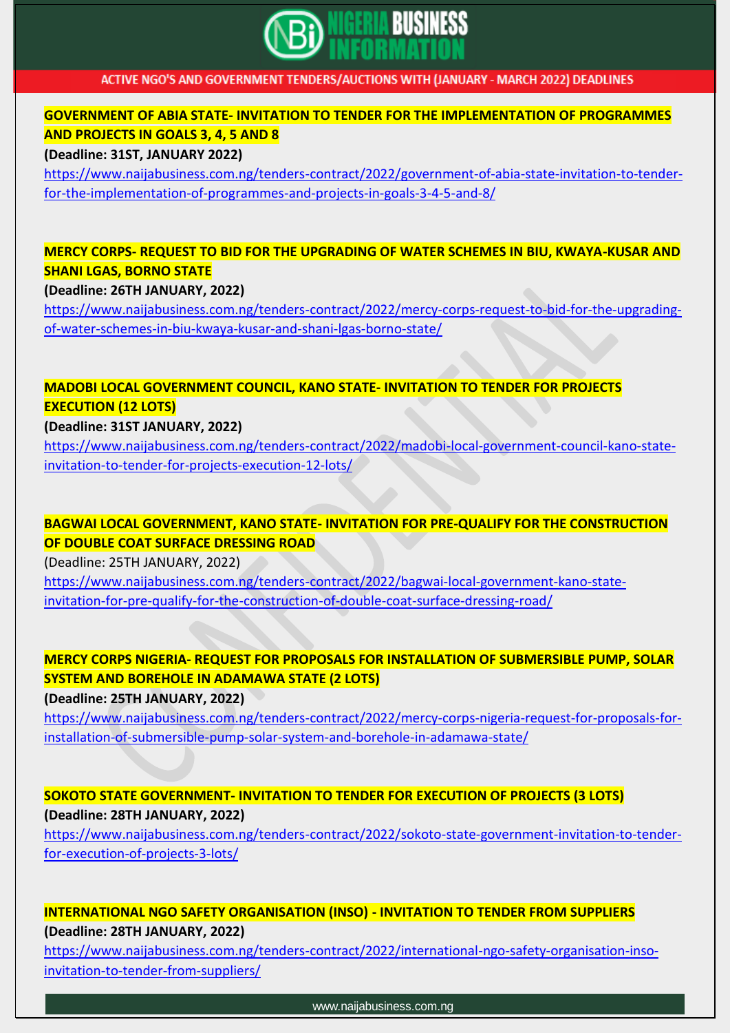**GOVERNMENT OF ABIA STATE- INVITATION TO TENDER FOR THE IMPLEMENTATION OF PROGRAMMES AND PROJECTS IN GOALS 3, 4, 5 AND 8**

**(Deadline: 31ST, JANUARY 2022)**

https://www.naijabusiness.com.ng/tenders-contract/2022/government-of-abia-state-invitation-to-tender-for-the-implementation-of-programmes-and-projects-in-goals-3-4-5-and-8/

**MERCY CORPS- REQUEST TO BID FOR THE UPGRADING OF WATER SCHEMES IN BIU, KWAYA-KUSAR AND SHANI LGAS, BORNO STATE**

**(Deadline: 26TH JANUARY, 2022)**

https://www.naijabusiness.com.ng/tenders-contract/2022/mercy-corps-request-to-bid-for-the-upgrading-of-water-schemes-in-biu-kwaya-kusar-and-shani-lgas-borno-state/

**MADOBI LOCAL GOVERNMENT COUNCIL, KANO STATE- INVITATION TO TENDER FOR PROJECTS EXECUTION (12 LOTS)**

**(Deadline: 31ST JANUARY, 2022)**

https://www.naijabusiness.com.ng/tenders-contract/2022/madobi-local-government-council-kano-state-invitation-to-tender-for-projects-execution-12-lots/

**BAGWAI LOCAL GOVERNMENT, KANO STATE- INVITATION FOR PRE-QUALIFY FOR THE CONSTRUCTION OF DOUBLE COAT SURFACE DRESSING ROAD**

(Deadline: 25TH JANUARY, 2022)

https://www.naijabusiness.com.ng/tenders-contract/2022/bagwai-local-government-kano-state-invitation-for-pre-qualify-for-the-construction-of-double-coat-surface-dressing-road/

**MERCY CORPS NIGERIA- REQUEST FOR PROPOSALS FOR INSTALLATION OF SUBMERSIBLE PUMP, SOLAR SYSTEM AND BOREHOLE IN ADAMAWA STATE (2 LOTS)**

**(Deadline: 25TH JANUARY, 2022)**

https://www.naijabusiness.com.ng/tenders-contract/2022/mercy-corps-nigeria-request-for-proposals-for-installation-of-submersible-pump-solar-system-and-borehole-in-adamawa-state/

**SOKOTO STATE GOVERNMENT- INVITATION TO TENDER FOR EXECUTION OF PROJECTS (3 LOTS)**

**(Deadline: 28TH JANUARY, 2022)**

https://www.naijabusiness.com.ng/tenders-contract/2022/sokoto-state-government-invitation-to-tender-for-execution-of-projects-3-lots/

**INTERNATIONAL NGO SAFETY ORGANISATION (INSO) - INVITATION TO TENDER FROM SUPPLIERS**

**(Deadline: 28TH JANUARY, 2022)**

https://www.naijabusiness.com.ng/tenders-contract/2022/international-ngo-safety-organisation-inso-invitation-to-tender-from-suppliers/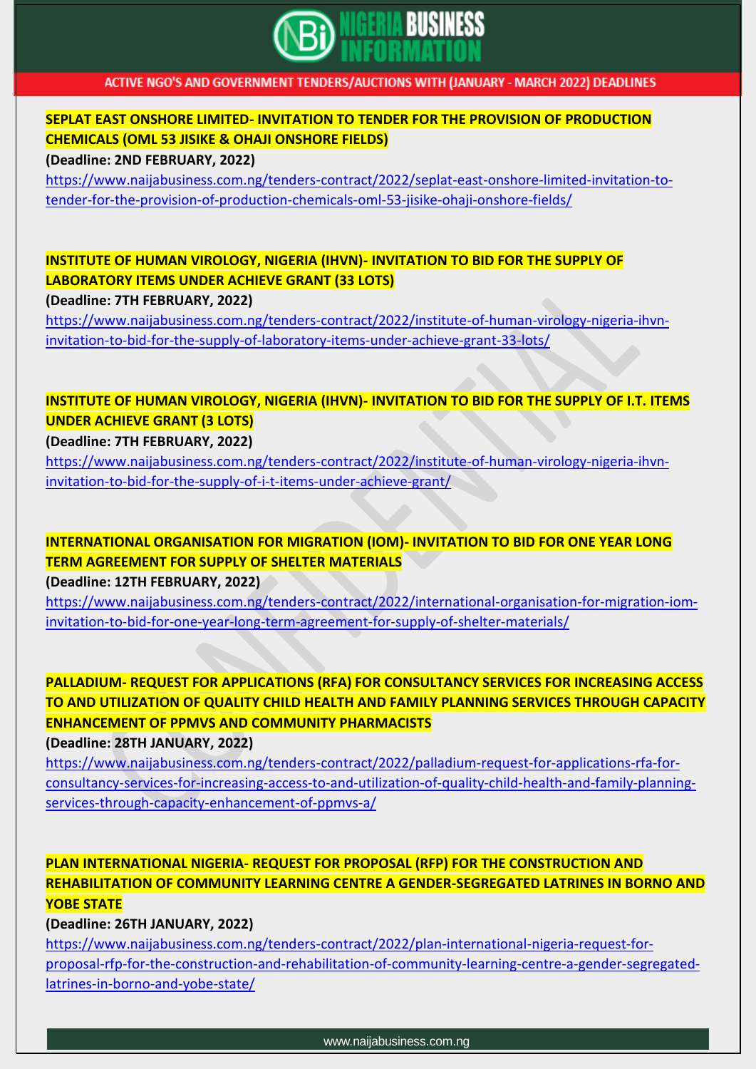**SEPLAT EAST ONSHORE LIMITED- INVITATION TO TENDER FOR THE PROVISION OF PRODUCTION CHEMICALS (OML 53 JISIKE & OHAJI ONSHORE FIELDS)**

**(Deadline: 2ND FEBRUARY, 2022)**

https://www.naijabusiness.com.ng/tenders-contract/2022/seplat-east-onshore-limited-invitation-to-tender-for-the-provision-of-production-chemicals-oml-53-jisike-ohaji-onshore-fields/

**INSTITUTE OF HUMAN VIROLOGY, NIGERIA (IHVN)- INVITATION TO BID FOR THE SUPPLY OF LABORATORY ITEMS UNDER ACHIEVE GRANT (33 LOTS)**

**(Deadline: 7TH FEBRUARY, 2022)**

https://www.naijabusiness.com.ng/tenders-contract/2022/institute-of-human-virology-nigeria-ihvn-invitation-to-bid-for-the-supply-of-laboratory-items-under-achieve-grant-33-lots/

**INSTITUTE OF HUMAN VIROLOGY, NIGERIA (IHVN)- INVITATION TO BID FOR THE SUPPLY OF I.T. ITEMS UNDER ACHIEVE GRANT (3 LOTS)**

**(Deadline: 7TH FEBRUARY, 2022)**

https://www.naijabusiness.com.ng/tenders-contract/2022/institute-of-human-virology-nigeria-ihvn-invitation-to-bid-for-the-supply-of-i-t-items-under-achieve-grant/

**INTERNATIONAL ORGANISATION FOR MIGRATION (IOM)- INVITATION TO BID FOR ONE YEAR LONG TERM AGREEMENT FOR SUPPLY OF SHELTER MATERIALS**

**(Deadline: 12TH FEBRUARY, 2022)**

https://www.naijabusiness.com.ng/tenders-contract/2022/international-organisation-for-migration-iom-invitation-to-bid-for-one-year-long-term-agreement-for-supply-of-shelter-materials/

**PALLADIUM- REQUEST FOR APPLICATIONS (RFA) FOR CONSULTANCY SERVICES FOR INCREASING ACCESS TO AND UTILIZATION OF QUALITY CHILD HEALTH AND FAMILY PLANNING SERVICES THROUGH CAPACITY ENHANCEMENT OF PPMVS AND COMMUNITY PHARMACISTS**

**(Deadline: 28TH JANUARY, 2022)**

https://www.naijabusiness.com.ng/tenders-contract/2022/palladium-request-for-applications-rfa-for-consultancy-services-for-increasing-access-to-and-utilization-of-quality-child-health-and-family-planning-services-through-capacity-enhancement-of-ppmvs-a/

**PLAN INTERNATIONAL NIGERIA- REQUEST FOR PROPOSAL (RFP) FOR THE CONSTRUCTION AND REHABILITATION OF COMMUNITY LEARNING CENTRE A GENDER-SEGREGATED LATRINES IN BORNO AND YOBE STATE**

**(Deadline: 26TH JANUARY, 2022)**

https://www.naijabusiness.com.ng/tenders-contract/2022/plan-international-nigeria-request-for-proposal-rfp-for-the-construction-and-rehabilitation-of-community-learning-centre-a-gender-segregated-latrines-in-borno-and-yobe-state/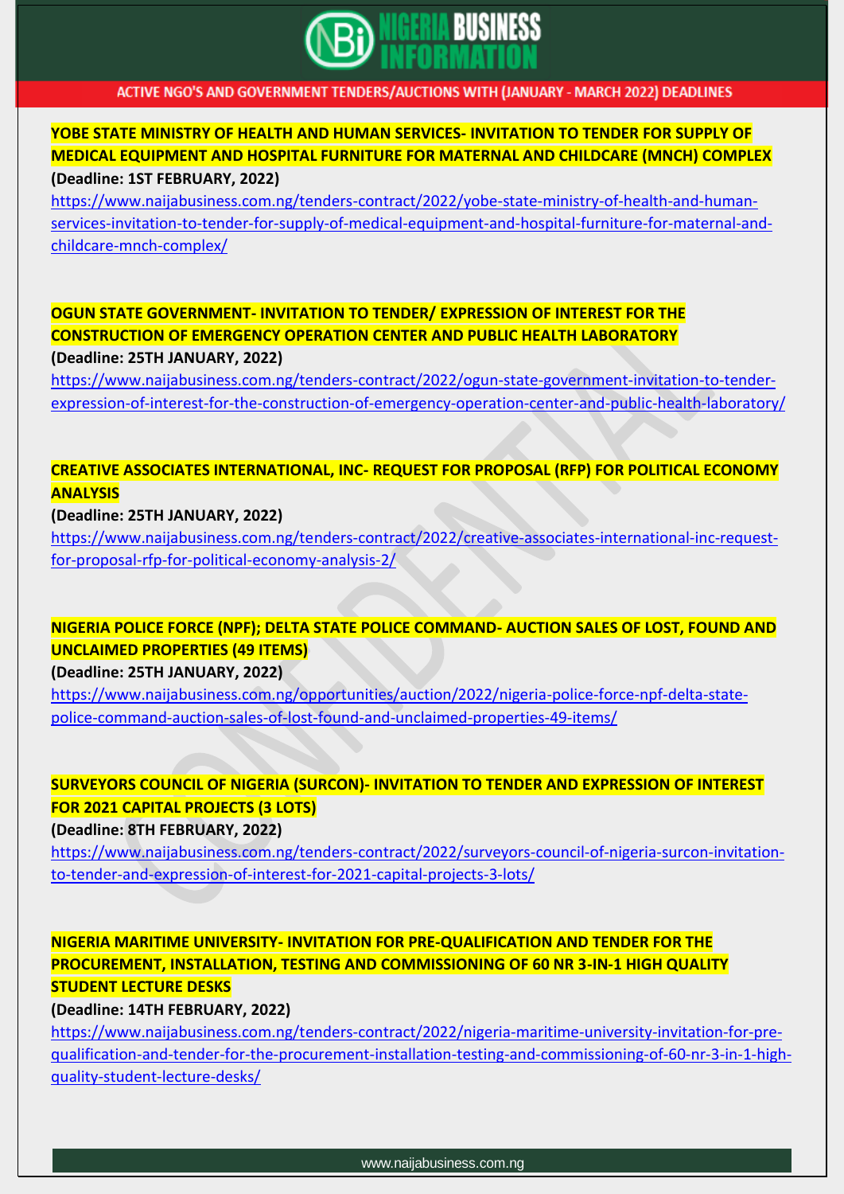# NIGERIA BUSINESS INFORMATION

ACTIVE NGO'S AND GOVERNMENT TENDERS/AUCTIONS WITH (JANUARY - MARCH 2022) DEADLINES

**YOBE STATE MINISTRY OF HEALTH AND HUMAN SERVICES- INVITATION TO TENDER FOR SUPPLY OF MEDICAL EQUIPMENT AND HOSPITAL FURNITURE FOR MATERNAL AND CHILDCARE (MNCH) COMPLEX**

**(Deadline: 1ST FEBRUARY, 2022)**

https://www.naijabusiness.com.ng/tenders-contract/2022/yobe-state-ministry-of-health-and-human-services-invitation-to-tender-for-supply-of-medical-equipment-and-hospital-furniture-for-maternal-and-childcare-mnch-complex/

**OGUN STATE GOVERNMENT- INVITATION TO TENDER/ EXPRESSION OF INTEREST FOR THE CONSTRUCTION OF EMERGENCY OPERATION CENTER AND PUBLIC HEALTH LABORATORY**

**(Deadline: 25TH JANUARY, 2022)**

https://www.naijabusiness.com.ng/tenders-contract/2022/ogun-state-government-invitation-to-tender-expression-of-interest-for-the-construction-of-emergency-operation-center-and-public-health-laboratory/

**CREATIVE ASSOCIATES INTERNATIONAL, INC- REQUEST FOR PROPOSAL (RFP) FOR POLITICAL ECONOMY ANALYSIS**

**(Deadline: 25TH JANUARY, 2022)**

https://www.naijabusiness.com.ng/tenders-contract/2022/creative-associates-international-inc-request-for-proposal-rfp-for-political-economy-analysis-2/

**NIGERIA POLICE FORCE (NPF); DELTA STATE POLICE COMMAND- AUCTION SALES OF LOST, FOUND AND UNCLAIMED PROPERTIES (49 ITEMS)**

**(Deadline: 25TH JANUARY, 2022)**

https://www.naijabusiness.com.ng/opportunities/auction/2022/nigeria-police-force-npf-delta-state-police-command-auction-sales-of-lost-found-and-unclaimed-properties-49-items/

**SURVEYORS COUNCIL OF NIGERIA (SURCON)- INVITATION TO TENDER AND EXPRESSION OF INTEREST FOR 2021 CAPITAL PROJECTS (3 LOTS)**

**(Deadline: 8TH FEBRUARY, 2022)**

https://www.naijabusiness.com.ng/tenders-contract/2022/surveyors-council-of-nigeria-surcon-invitation-to-tender-and-expression-of-interest-for-2021-capital-projects-3-lots/

**NIGERIA MARITIME UNIVERSITY- INVITATION FOR PRE-QUALIFICATION AND TENDER FOR THE PROCUREMENT, INSTALLATION, TESTING AND COMMISSIONING OF 60 NR 3-IN-1 HIGH QUALITY STUDENT LECTURE DESKS**

**(Deadline: 14TH FEBRUARY, 2022)**

https://www.naijabusiness.com.ng/tenders-contract/2022/nigeria-maritime-university-invitation-for-pre-qualification-and-tender-for-the-procurement-installation-testing-and-commissioning-of-60-nr-3-in-1-high-quality-student-lecture-desks/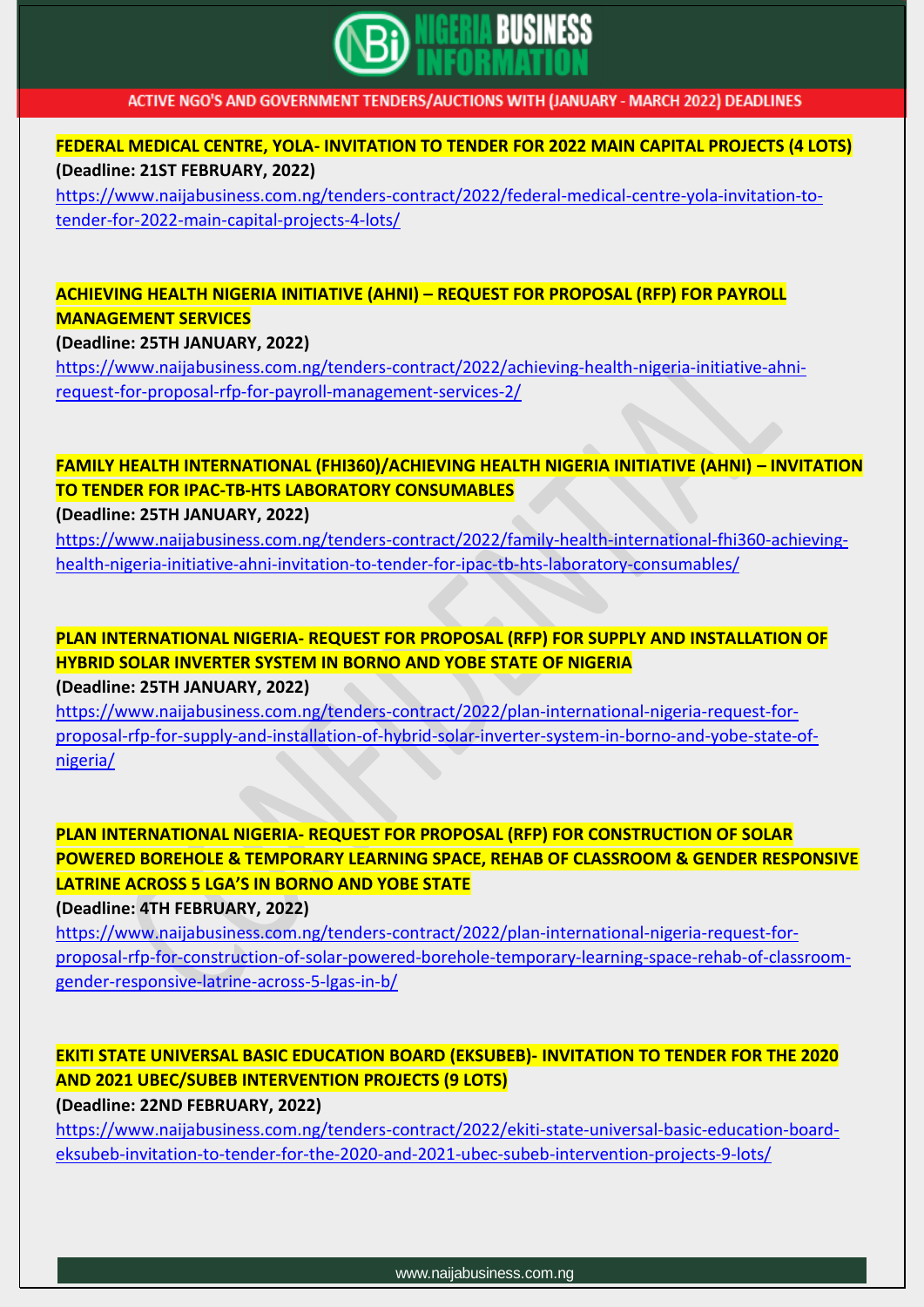**FEDERAL MEDICAL CENTRE, YOLA- INVITATION TO TENDER FOR 2022 MAIN CAPITAL PROJECTS (4 LOTS)**

**(Deadline: 21ST FEBRUARY, 2022)**

https://www.naijabusiness.com.ng/tenders-contract/2022/federal-medical-centre-yola-invitation-to-tender-for-2022-main-capital-projects-4-lots/

**ACHIEVING HEALTH NIGERIA INITIATIVE (AHNI) – REQUEST FOR PROPOSAL (RFP) FOR PAYROLL MANAGEMENT SERVICES**

**(Deadline: 25TH JANUARY, 2022)**

https://www.naijabusiness.com.ng/tenders-contract/2022/achieving-health-nigeria-initiative-ahni-request-for-proposal-rfp-for-payroll-management-services-2/

**FAMILY HEALTH INTERNATIONAL (FHI360)/ACHIEVING HEALTH NIGERIA INITIATIVE (AHNI) – INVITATION TO TENDER FOR IPAC-TB-HTS LABORATORY CONSUMABLES**

**(Deadline: 25TH JANUARY, 2022)**

https://www.naijabusiness.com.ng/tenders-contract/2022/family-health-international-fhi360-achieving-health-nigeria-initiative-ahni-invitation-to-tender-for-ipac-tb-hts-laboratory-consumables/

**PLAN INTERNATIONAL NIGERIA- REQUEST FOR PROPOSAL (RFP) FOR SUPPLY AND INSTALLATION OF HYBRID SOLAR INVERTER SYSTEM IN BORNO AND YOBE STATE OF NIGERIA**

**(Deadline: 25TH JANUARY, 2022)**

https://www.naijabusiness.com.ng/tenders-contract/2022/plan-international-nigeria-request-for-proposal-rfp-for-supply-and-installation-of-hybrid-solar-inverter-system-in-borno-and-yobe-state-of-nigeria/

**PLAN INTERNATIONAL NIGERIA- REQUEST FOR PROPOSAL (RFP) FOR CONSTRUCTION OF SOLAR POWERED BOREHOLE & TEMPORARY LEARNING SPACE, REHAB OF CLASSROOM & GENDER RESPONSIVE LATRINE ACROSS 5 LGA'S IN BORNO AND YOBE STATE**

**(Deadline: 4TH FEBRUARY, 2022)**

https://www.naijabusiness.com.ng/tenders-contract/2022/plan-international-nigeria-request-for-proposal-rfp-for-construction-of-solar-powered-borehole-temporary-learning-space-rehab-of-classroom-gender-responsive-latrine-across-5-lgas-in-b/

**EKITI STATE UNIVERSAL BASIC EDUCATION BOARD (EKSUBEB)- INVITATION TO TENDER FOR THE 2020 AND 2021 UBEC/SUBEB INTERVENTION PROJECTS (9 LOTS)**

**(Deadline: 22ND FEBRUARY, 2022)**

https://www.naijabusiness.com.ng/tenders-contract/2022/ekiti-state-universal-basic-education-board-eksubeb-invitation-to-tender-for-the-2020-and-2021-ubec-subeb-intervention-projects-9-lots/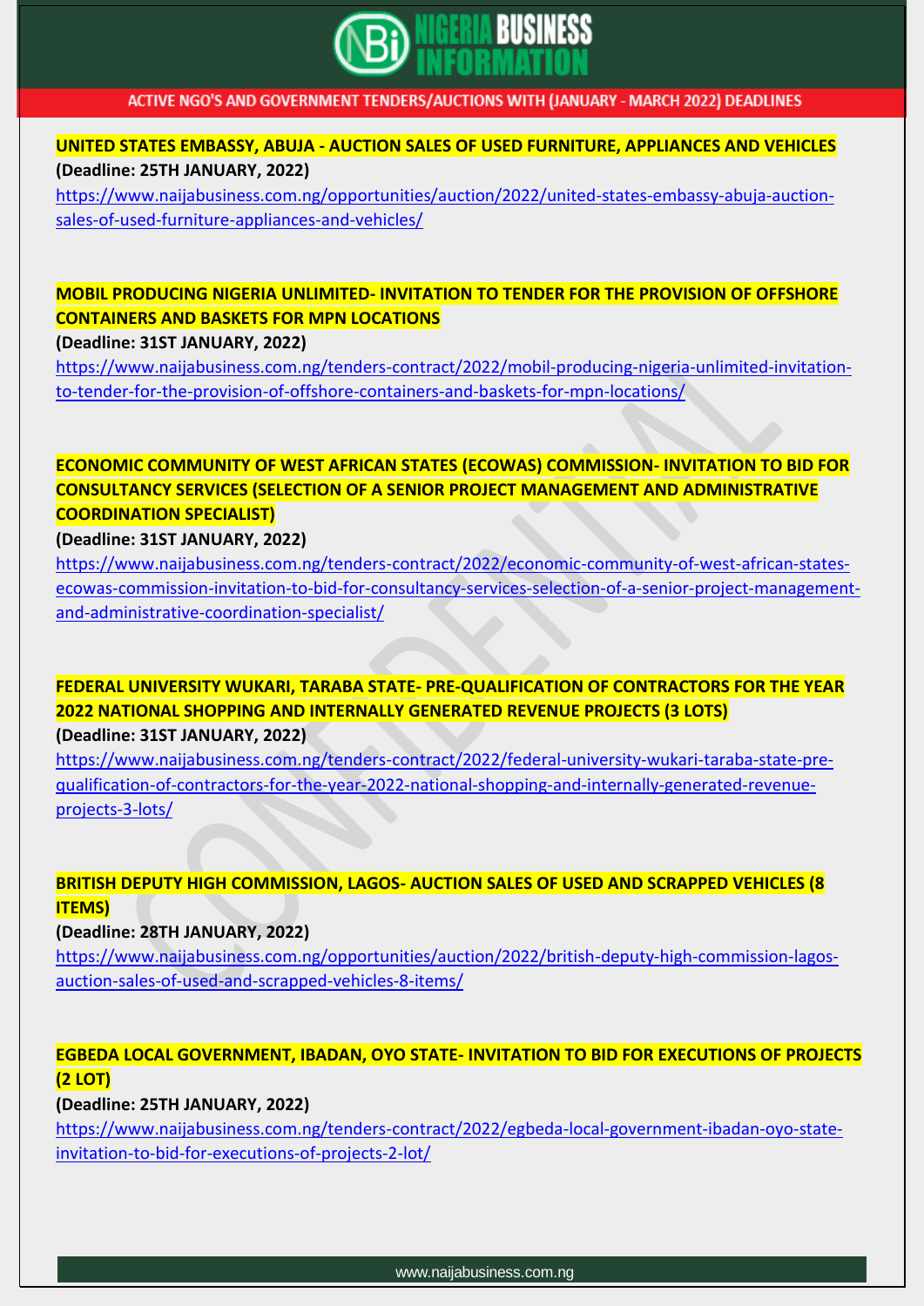**UNITED STATES EMBASSY, ABUJA - AUCTION SALES OF USED FURNITURE, APPLIANCES AND VEHICLES**

**(Deadline: 25TH JANUARY, 2022)**

https://www.naijabusiness.com.ng/opportunities/auction/2022/united-states-embassy-abuja-auction-sales-of-used-furniture-appliances-and-vehicles/

**MOBIL PRODUCING NIGERIA UNLIMITED- INVITATION TO TENDER FOR THE PROVISION OF OFFSHORE CONTAINERS AND BASKETS FOR MPN LOCATIONS**

**(Deadline: 31ST JANUARY, 2022)**

https://www.naijabusiness.com.ng/tenders-contract/2022/mobil-producing-nigeria-unlimited-invitation-to-tender-for-the-provision-of-offshore-containers-and-baskets-for-mpn-locations/

**ECONOMIC COMMUNITY OF WEST AFRICAN STATES (ECOWAS) COMMISSION- INVITATION TO BID FOR CONSULTANCY SERVICES (SELECTION OF A SENIOR PROJECT MANAGEMENT AND ADMINISTRATIVE COORDINATION SPECIALIST)**

**(Deadline: 31ST JANUARY, 2022)**

https://www.naijabusiness.com.ng/tenders-contract/2022/economic-community-of-west-african-states-ecowas-commission-invitation-to-bid-for-consultancy-services-selection-of-a-senior-project-management-and-administrative-coordination-specialist/

**FEDERAL UNIVERSITY WUKARI, TARABA STATE- PRE-QUALIFICATION OF CONTRACTORS FOR THE YEAR 2022 NATIONAL SHOPPING AND INTERNALLY GENERATED REVENUE PROJECTS (3 LOTS)**

**(Deadline: 31ST JANUARY, 2022)**

https://www.naijabusiness.com.ng/tenders-contract/2022/federal-university-wukari-taraba-state-pre-qualification-of-contractors-for-the-year-2022-national-shopping-and-internally-generated-revenue-projects-3-lots/

**BRITISH DEPUTY HIGH COMMISSION, LAGOS- AUCTION SALES OF USED AND SCRAPPED VEHICLES (8 ITEMS)**

**(Deadline: 28TH JANUARY, 2022)**

https://www.naijabusiness.com.ng/opportunities/auction/2022/british-deputy-high-commission-lagos-auction-sales-of-used-and-scrapped-vehicles-8-items/

**EGBEDA LOCAL GOVERNMENT, IBADAN, OYO STATE- INVITATION TO BID FOR EXECUTIONS OF PROJECTS (2 LOT)**

**(Deadline: 25TH JANUARY, 2022)**

https://www.naijabusiness.com.ng/tenders-contract/2022/egbeda-local-government-ibadan-oyo-state-invitation-to-bid-for-executions-of-projects-2-lot/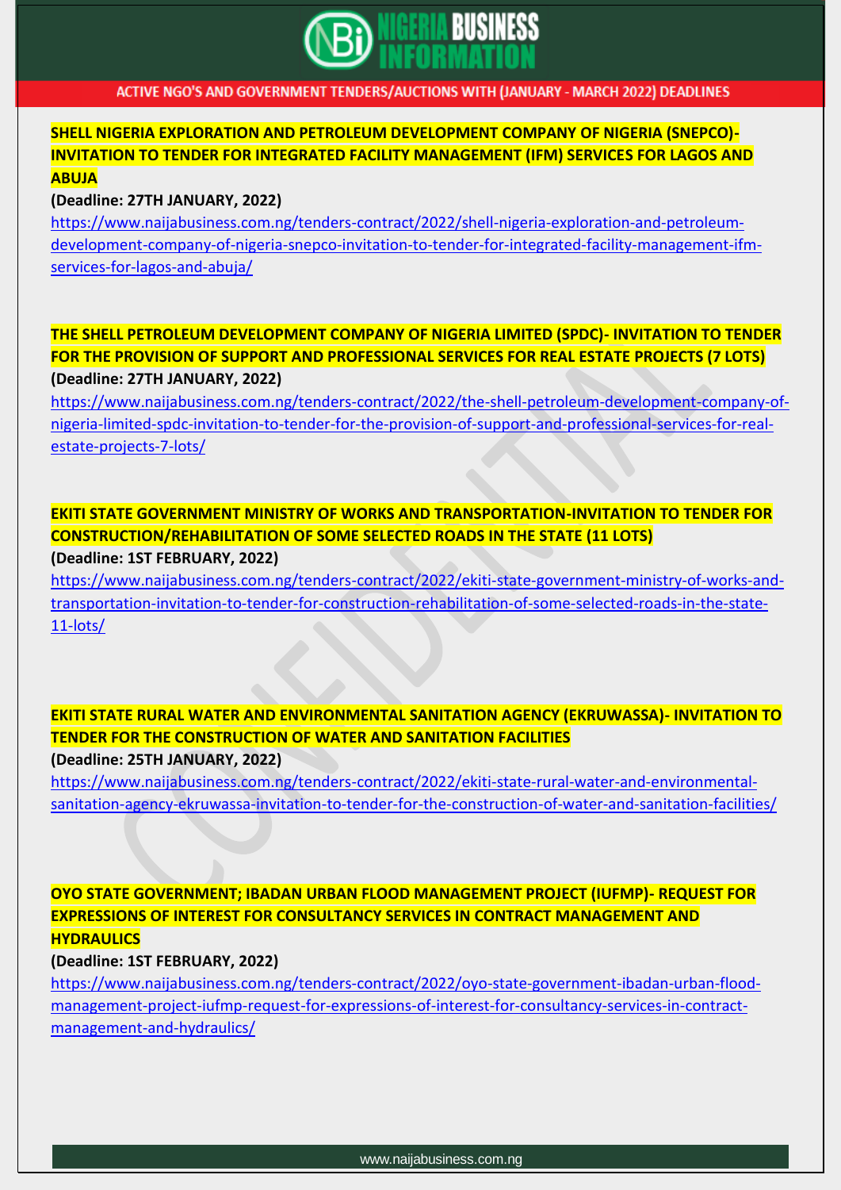**SHELL NIGERIA EXPLORATION AND PETROLEUM DEVELOPMENT COMPANY OF NIGERIA (SNEPCO)- INVITATION TO TENDER FOR INTEGRATED FACILITY MANAGEMENT (IFM) SERVICES FOR LAGOS AND ABUJA**

**(Deadline: 27TH JANUARY, 2022)**

https://www.naijabusiness.com.ng/tenders-contract/2022/shell-nigeria-exploration-and-petroleum-development-company-of-nigeria-snepco-invitation-to-tender-for-integrated-facility-management-ifm-services-for-lagos-and-abuja/

**THE SHELL PETROLEUM DEVELOPMENT COMPANY OF NIGERIA LIMITED (SPDC)- INVITATION TO TENDER FOR THE PROVISION OF SUPPORT AND PROFESSIONAL SERVICES FOR REAL ESTATE PROJECTS (7 LOTS)**

**(Deadline: 27TH JANUARY, 2022)**

https://www.naijabusiness.com.ng/tenders-contract/2022/the-shell-petroleum-development-company-of-nigeria-limited-spdc-invitation-to-tender-for-the-provision-of-support-and-professional-services-for-real-estate-projects-7-lots/

**EKITI STATE GOVERNMENT MINISTRY OF WORKS AND TRANSPORTATION-INVITATION TO TENDER FOR CONSTRUCTION/REHABILITATION OF SOME SELECTED ROADS IN THE STATE (11 LOTS)**

**(Deadline: 1ST FEBRUARY, 2022)**

https://www.naijabusiness.com.ng/tenders-contract/2022/ekiti-state-government-ministry-of-works-and-transportation-invitation-to-tender-for-construction-rehabilitation-of-some-selected-roads-in-the-state-11-lots/

**EKITI STATE RURAL WATER AND ENVIRONMENTAL SANITATION AGENCY (EKRUWASSA)- INVITATION TO TENDER FOR THE CONSTRUCTION OF WATER AND SANITATION FACILITIES**

**(Deadline: 25TH JANUARY, 2022)**

https://www.naijabusiness.com.ng/tenders-contract/2022/ekiti-state-rural-water-and-environmental-sanitation-agency-ekruwassa-invitation-to-tender-for-the-construction-of-water-and-sanitation-facilities/

**OYO STATE GOVERNMENT; IBADAN URBAN FLOOD MANAGEMENT PROJECT (IUFMP)- REQUEST FOR EXPRESSIONS OF INTEREST FOR CONSULTANCY SERVICES IN CONTRACT MANAGEMENT AND HYDRAULICS**

**(Deadline: 1ST FEBRUARY, 2022)**

https://www.naijabusiness.com.ng/tenders-contract/2022/oyo-state-government-ibadan-urban-flood-management-project-iufmp-request-for-expressions-of-interest-for-consultancy-services-in-contract-management-and-hydraulics/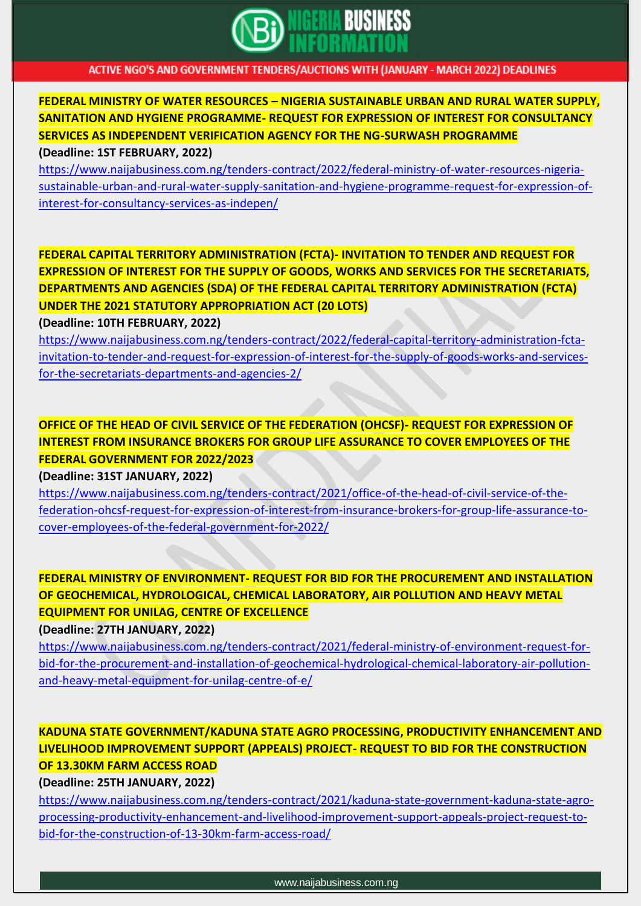**FEDERAL MINISTRY OF WATER RESOURCES – NIGERIA SUSTAINABLE URBAN AND RURAL WATER SUPPLY, SANITATION AND HYGIENE PROGRAMME- REQUEST FOR EXPRESSION OF INTEREST FOR CONSULTANCY SERVICES AS INDEPENDENT VERIFICATION AGENCY FOR THE NG-SURWASH PROGRAMME**

**(Deadline: 1ST FEBRUARY, 2022)**

https://www.naijabusiness.com.ng/tenders-contract/2022/federal-ministry-of-water-resources-nigeria-sustainable-urban-and-rural-water-supply-sanitation-and-hygiene-programme-request-for-expression-of-interest-for-consultancy-services-as-indepen/

**FEDERAL CAPITAL TERRITORY ADMINISTRATION (FCTA)- INVITATION TO TENDER AND REQUEST FOR EXPRESSION OF INTEREST FOR THE SUPPLY OF GOODS, WORKS AND SERVICES FOR THE SECRETARIATS, DEPARTMENTS AND AGENCIES (SDA) OF THE FEDERAL CAPITAL TERRITORY ADMINISTRATION (FCTA) UNDER THE 2021 STATUTORY APPROPRIATION ACT (20 LOTS)**

**(Deadline: 10TH FEBRUARY, 2022)**

https://www.naijabusiness.com.ng/tenders-contract/2022/federal-capital-territory-administration-fcta-invitation-to-tender-and-request-for-expression-of-interest-for-the-supply-of-goods-works-and-services-for-the-secretariats-departments-and-agencies-2/

**OFFICE OF THE HEAD OF CIVIL SERVICE OF THE FEDERATION (OHCSF)- REQUEST FOR EXPRESSION OF INTEREST FROM INSURANCE BROKERS FOR GROUP LIFE ASSURANCE TO COVER EMPLOYEES OF THE FEDERAL GOVERNMENT FOR 2022/2023**

**(Deadline: 31ST JANUARY, 2022)**

https://www.naijabusiness.com.ng/tenders-contract/2021/office-of-the-head-of-civil-service-of-the-federation-ohcsf-request-for-expression-of-interest-from-insurance-brokers-for-group-life-assurance-to-cover-employees-of-the-federal-government-for-2022/

**FEDERAL MINISTRY OF ENVIRONMENT- REQUEST FOR BID FOR THE PROCUREMENT AND INSTALLATION OF GEOCHEMICAL, HYDROLOGICAL, CHEMICAL LABORATORY, AIR POLLUTION AND HEAVY METAL EQUIPMENT FOR UNILAG, CENTRE OF EXCELLENCE**

**(Deadline: 27TH JANUARY, 2022)**

https://www.naijabusiness.com.ng/tenders-contract/2021/federal-ministry-of-environment-request-for-bid-for-the-procurement-and-installation-of-geochemical-hydrological-chemical-laboratory-air-pollution-and-heavy-metal-equipment-for-unilag-centre-of-e/

**KADUNA STATE GOVERNMENT/KADUNA STATE AGRO PROCESSING, PRODUCTIVITY ENHANCEMENT AND LIVELIHOOD IMPROVEMENT SUPPORT (APPEALS) PROJECT- REQUEST TO BID FOR THE CONSTRUCTION OF 13.30KM FARM ACCESS ROAD**

**(Deadline: 25TH JANUARY, 2022)**

https://www.naijabusiness.com.ng/tenders-contract/2021/kaduna-state-government-kaduna-state-agro-processing-productivity-enhancement-and-livelihood-improvement-support-appeals-project-request-to-bid-for-the-construction-of-13-30km-farm-access-road/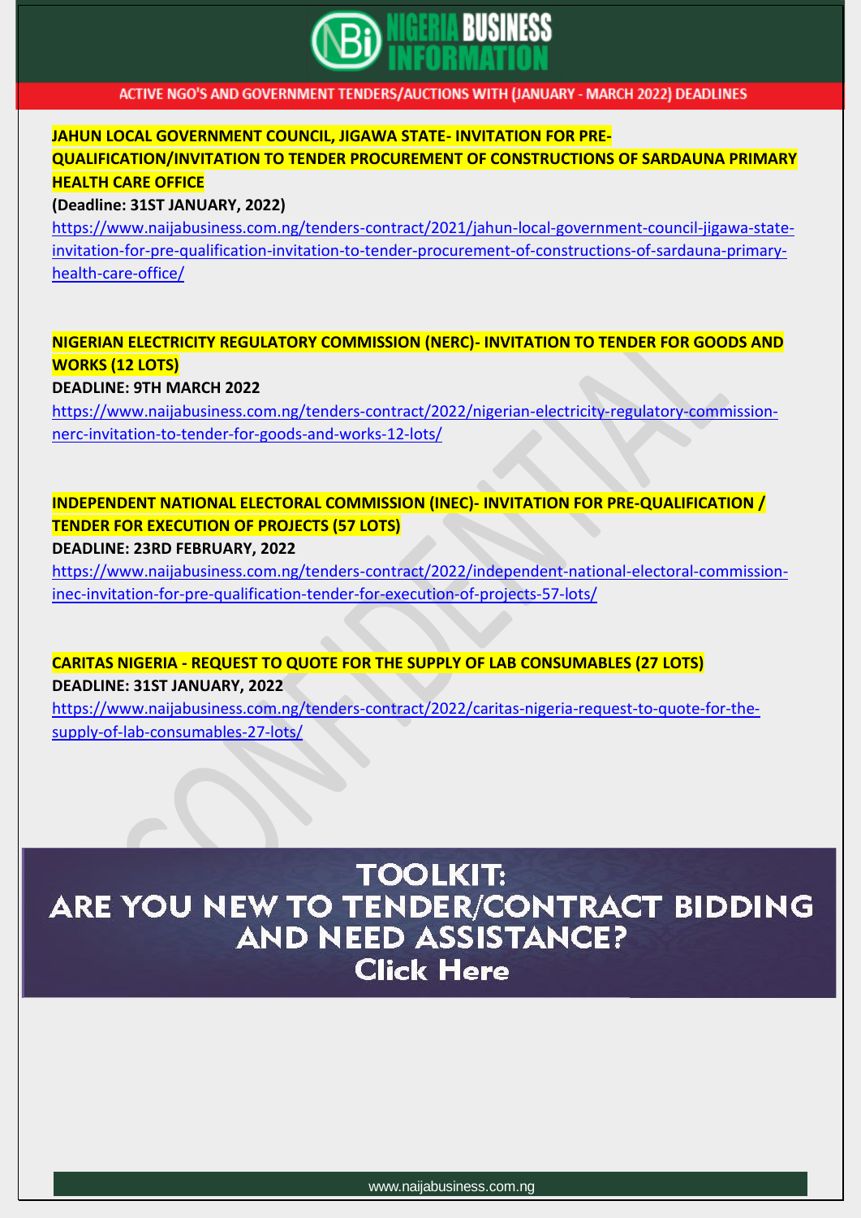**JAHUN LOCAL GOVERNMENT COUNCIL, JIGAWA STATE- INVITATION FOR PRE-QUALIFICATION/INVITATION TO TENDER PROCUREMENT OF CONSTRUCTIONS OF SARDAUNA PRIMARY HEALTH CARE OFFICE**

**(Deadline: 31ST JANUARY, 2022)**

https://www.naijabusiness.com.ng/tenders-contract/2021/jahun-local-government-council-jigawa-state-invitation-for-pre-qualification-invitation-to-tender-procurement-of-constructions-of-sardauna-primary-health-care-office/

**NIGERIAN ELECTRICITY REGULATORY COMMISSION (NERC)- INVITATION TO TENDER FOR GOODS AND WORKS (12 LOTS)**

**DEADLINE: 9TH MARCH 2022**

https://www.naijabusiness.com.ng/tenders-contract/2022/nigerian-electricity-regulatory-commission-nerc-invitation-to-tender-for-goods-and-works-12-lots/

**INDEPENDENT NATIONAL ELECTORAL COMMISSION (INEC)- INVITATION FOR PRE-QUALIFICATION / TENDER FOR EXECUTION OF PROJECTS (57 LOTS)**

**DEADLINE: 23RD FEBRUARY, 2022**

https://www.naijabusiness.com.ng/tenders-contract/2022/independent-national-electoral-commission-inec-invitation-for-pre-qualification-tender-for-execution-of-projects-57-lots/

**CARITAS NIGERIA - REQUEST TO QUOTE FOR THE SUPPLY OF LAB CONSUMABLES (27 LOTS)**

**DEADLINE: 31ST JANUARY, 2022**

https://www.naijabusiness.com.ng/tenders-contract/2022/caritas-nigeria-request-to-quote-for-the-supply-of-lab-consumables-27-lots/

**TOOLKIT: ARE YOU NEW TO TENDER/CONTRACT BIDDING AND NEED ASSISTANCE? Click Here**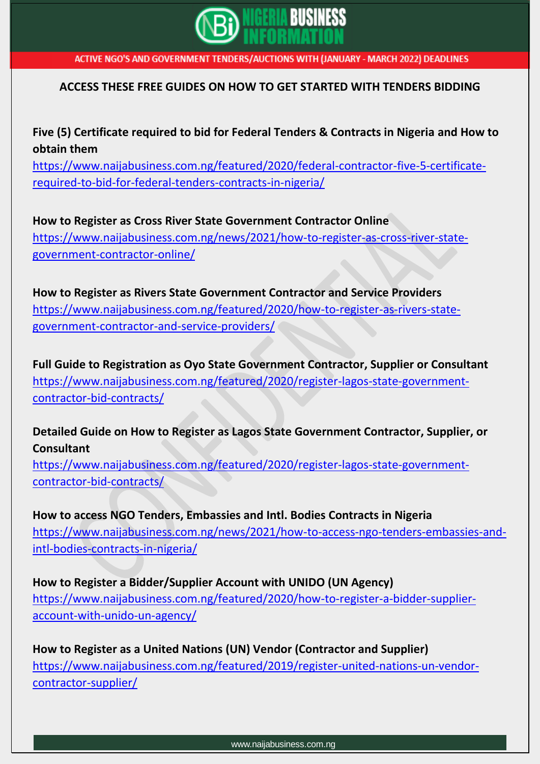## ACCESS THESE FREE GUIDES ON HOW TO GET STARTED WITH TENDERS BIDDING

**Five (5) Certificate required to bid for Federal Tenders & Contracts in Nigeria and How to obtain them**
https://www.naijabusiness.com.ng/featured/2020/federal-contractor-five-5-certificate-required-to-bid-for-federal-tenders-contracts-in-nigeria/

**How to Register as Cross River State Government Contractor Online**
https://www.naijabusiness.com.ng/news/2021/how-to-register-as-cross-river-state-government-contractor-online/

**How to Register as Rivers State Government Contractor and Service Providers**
https://www.naijabusiness.com.ng/featured/2020/how-to-register-as-rivers-state-government-contractor-and-service-providers/

**Full Guide to Registration as Oyo State Government Contractor, Supplier or Consultant**
https://www.naijabusiness.com.ng/featured/2020/register-lagos-state-government-contractor-bid-contracts/

**Detailed Guide on How to Register as Lagos State Government Contractor, Supplier, or Consultant**
https://www.naijabusiness.com.ng/featured/2020/register-lagos-state-government-contractor-bid-contracts/

**How to access NGO Tenders, Embassies and Intl. Bodies Contracts in Nigeria**
https://www.naijabusiness.com.ng/news/2021/how-to-access-ngo-tenders-embassies-and-intl-bodies-contracts-in-nigeria/

**How to Register a Bidder/Supplier Account with UNIDO (UN Agency)**
https://www.naijabusiness.com.ng/featured/2020/how-to-register-a-bidder-supplier-account-with-unido-un-agency/

**How to Register as a United Nations (UN) Vendor (Contractor and Supplier)**
https://www.naijabusiness.com.ng/featured/2019/register-united-nations-un-vendor-contractor-supplier/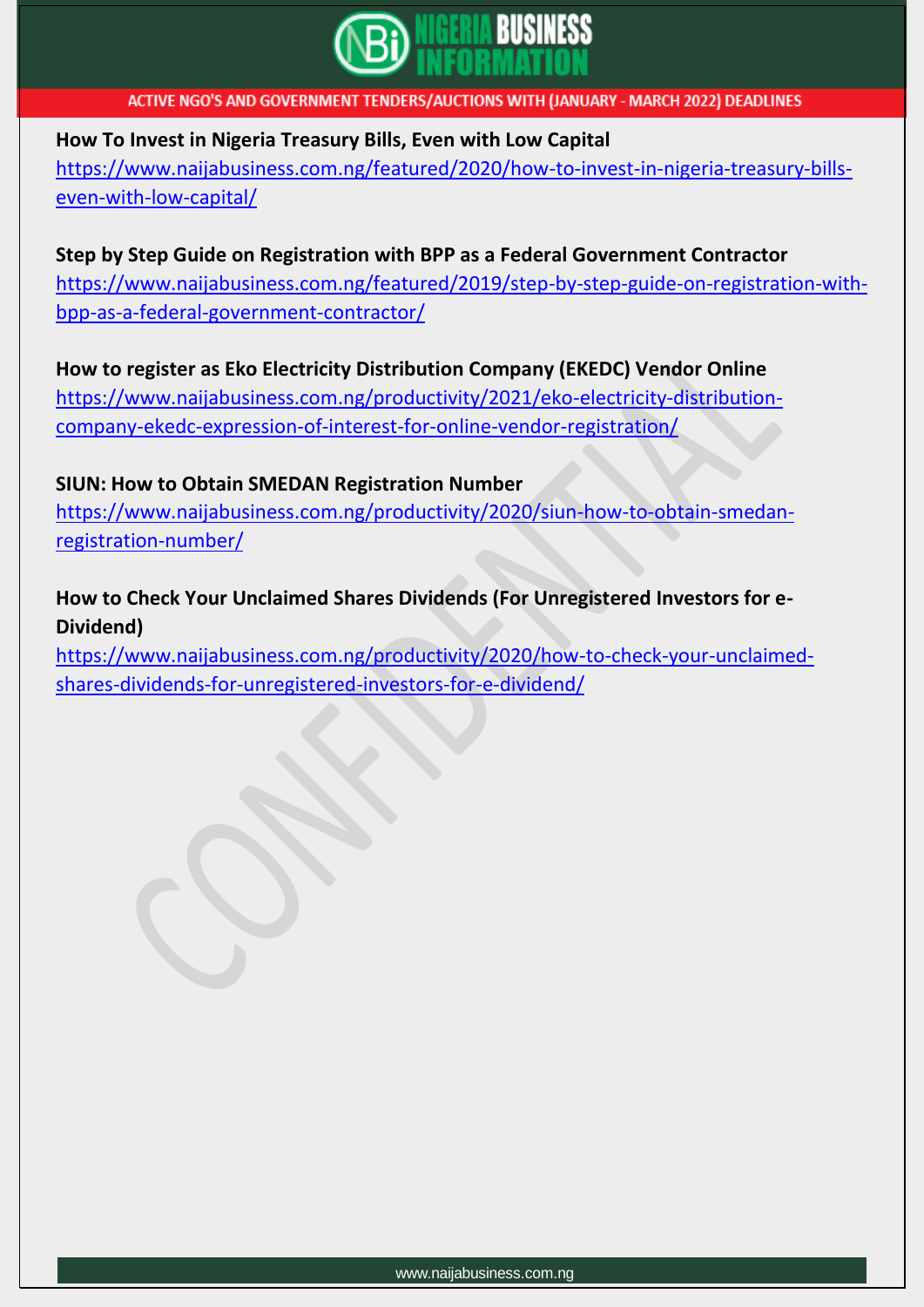**How To Invest in Nigeria Treasury Bills, Even with Low Capital**
https://www.naijabusiness.com.ng/featured/2020/how-to-invest-in-nigeria-treasury-bills-even-with-low-capital/

**Step by Step Guide on Registration with BPP as a Federal Government Contractor**
https://www.naijabusiness.com.ng/featured/2019/step-by-step-guide-on-registration-with-bpp-as-a-federal-government-contractor/

**How to register as Eko Electricity Distribution Company (EKEDC) Vendor Online**
https://www.naijabusiness.com.ng/productivity/2021/eko-electricity-distribution-company-ekedc-expression-of-interest-for-online-vendor-registration/

**SIUN: How to Obtain SMEDAN Registration Number**
https://www.naijabusiness.com.ng/productivity/2020/siun-how-to-obtain-smedan-registration-number/

**How to Check Your Unclaimed Shares Dividends (For Unregistered Investors for e-Dividend)**
https://www.naijabusiness.com.ng/productivity/2020/how-to-check-your-unclaimed-shares-dividends-for-unregistered-investors-for-e-dividend/